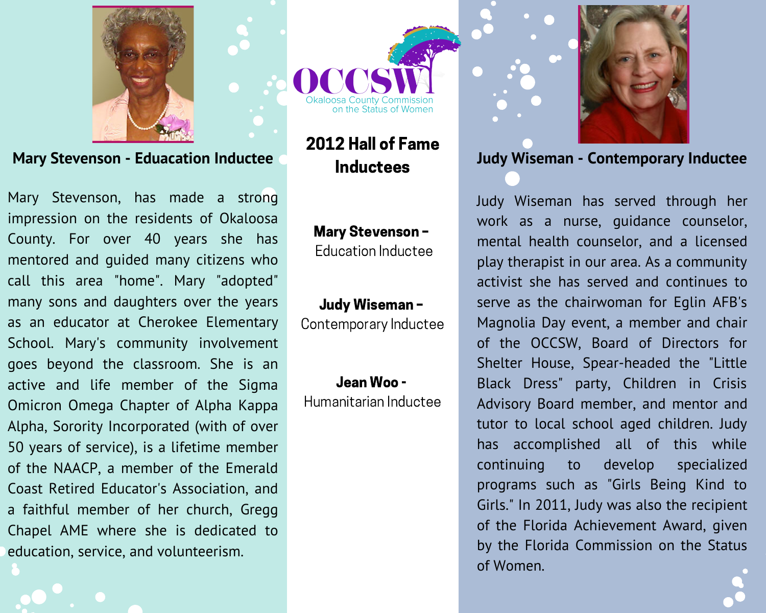OCCSW
Okaloosa County Commission on the Status of Women

## 2012 Hall of Fame Inductees

**Mary Stevenson -** Education Inductee

**Judy Wiseman -** Contemporary Inductee

**Jean Woo -** Humanitarian Inductee

### Mary Stevenson - Eduacation Inductee

Mary Stevenson, has made a strong impression on the residents of Okaloosa County. For over 40 years she has mentored and guided many citizens who call this area "home". Mary "adopted" many sons and daughters over the years as an educator at Cherokee Elementary School. Mary's community involvement goes beyond the classroom. She is an active and life member of the Sigma Omicron Omega Chapter of Alpha Kappa Alpha, Sorority Incorporated (with of over 50 years of service), is a lifetime member of the NAACP, a member of the Emerald Coast Retired Educator's Association, and a faithful member of her church, Gregg Chapel AME where she is dedicated to education, service, and volunteerism.

### Judy Wiseman - Contemporary Inductee

Judy Wiseman has served through her work as a nurse, guidance counselor, mental health counselor, and a licensed play therapist in our area. As a community activist she has served and continues to serve as the chairwoman for Eglin AFB's Magnolia Day event, a member and chair of the OCCSW, Board of Directors for Shelter House, Spear-headed the "Little Black Dress" party, Children in Crisis Advisory Board member, and mentor and tutor to local school aged children. Judy has accomplished all of this while continuing to develop specialized programs such as "Girls Being Kind to Girls." In 2011, Judy was also the recipient of the Florida Achievement Award, given by the Florida Commission on the Status of Women.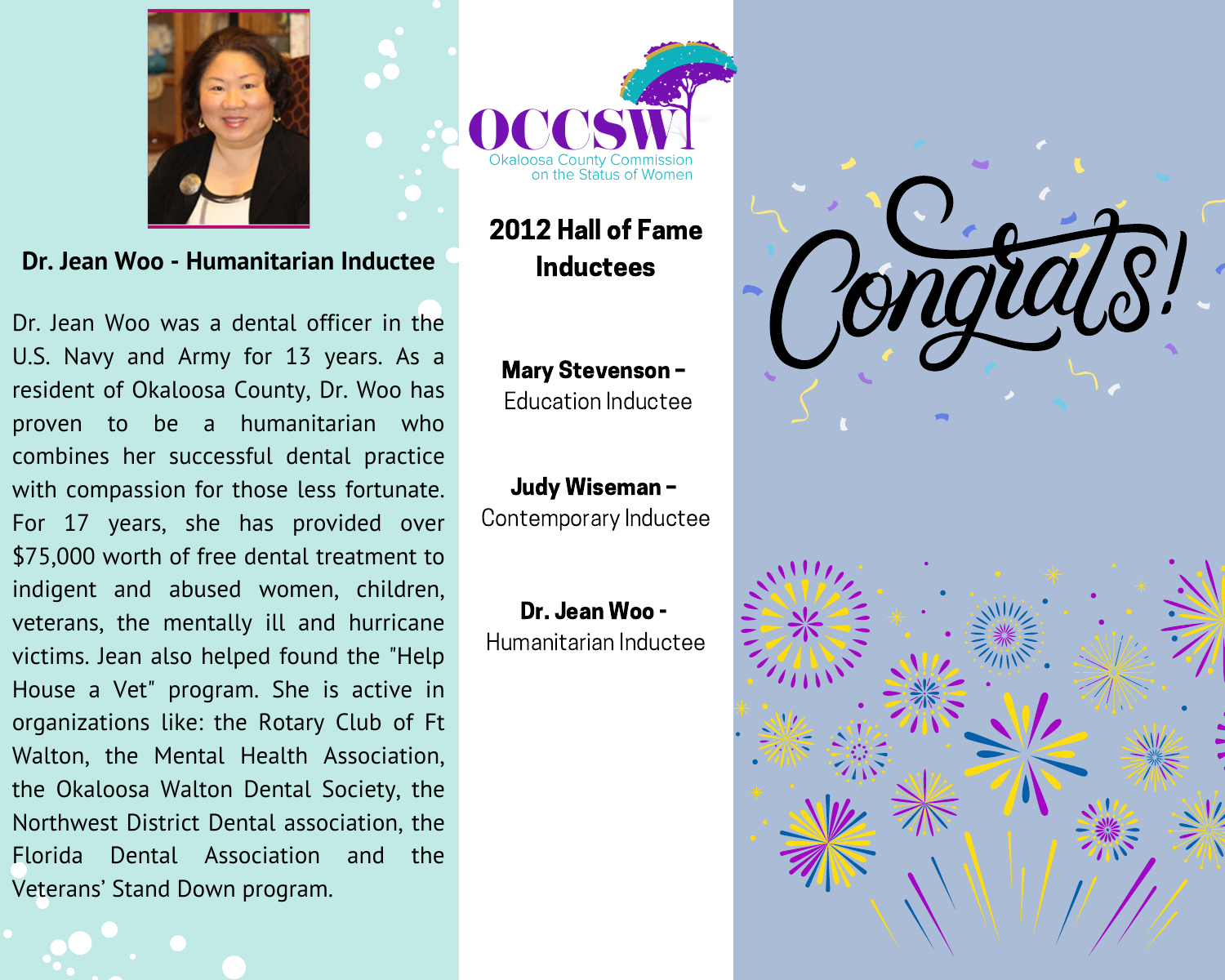**Dr. Jean Woo - Humanitarian Inductee**

Dr. Jean Woo was a dental officer in the U.S. Navy and Army for 13 years. As a resident of Okaloosa County, Dr. Woo has proven to be a humanitarian who combines her successful dental practice with compassion for those less fortunate. For 17 years, she has provided over $75,000 worth of free dental treatment to indigent and abused women, children, veterans, the mentally ill and hurricane victims. Jean also helped found the "Help House a Vet" program. She is active in organizations like: the Rotary Club of Ft Walton, the Mental Health Association, the Okaloosa Walton Dental Society, the Northwest District Dental association, the Florida Dental Association and the Veterans' Stand Down program.

OCCSW
Okaloosa County Commission on the Status of Women

## 2012 Hall of Fame Inductees

**Mary Stevenson –**
Education Inductee

**Judy Wiseman –**
Contemporary Inductee

**Dr. Jean Woo -**
Humanitarian Inductee

Congrats!